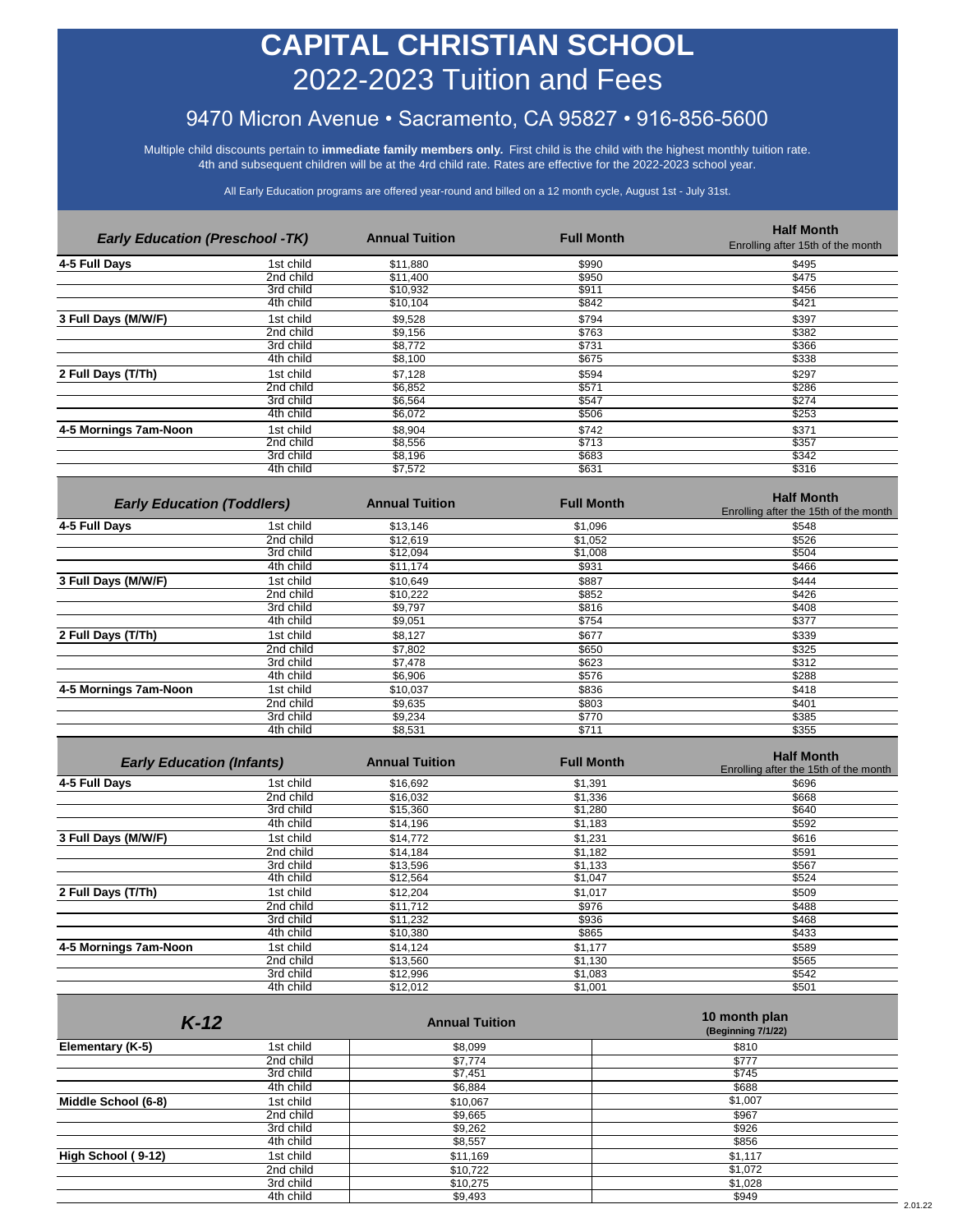# CAPITAL CHRISTIAN SCHOOL

## 2022-2023 Tuition and Fees

### 9470 Micron Avenue • Sacramento, CA 95827 • 916-856-5600

Multiple child discounts pertain to **immediate family members only.** First child is the child with the highest monthly tuition rate. 4th and subsequent children will be at the 4rd child rate. Rates are effective for the 2022-2023 school year.

All Early Education programs are offered year-round and billed on a 12 month cycle, August 1st - July 31st.

| *Early Education (Preschool -TK)* | | Annual Tuition | Full Month | Half Month Enrolling after 15th of the month |
|---|---|---|---|---|
| **4-5 Full Days** | 1st child | $11,880 | $990 | $495 |
| | 2nd child | $11,400 | $950 | $475 |
| | 3rd child | $10,932 | $911 | $456 |
| | 4th child | $10,104 | $842 | $421 |
| **3 Full Days (M/W/F)** | 1st child | $9,528 | $794 | $397 |
| | 2nd child | $9,156 | $763 | $382 |
| | 3rd child | $8,772 | $731 | $366 |
| | 4th child | $8,100 | $675 | $338 |
| **2 Full Days (T/Th)** | 1st child | $7,128 | $594 | $297 |
| | 2nd child | $6,852 | $571 | $286 |
| | 3rd child | $6,564 | $547 | $274 |
| | 4th child | $6,072 | $506 | $253 |
| **4-5 Mornings 7am-Noon** | 1st child | $8,904 | $742 | $371 |
| | 2nd child | $8,556 | $713 | $357 |
| | 3rd child | $8,196 | $683 | $342 |
| | 4th child | $7,572 | $631 | $316 |

| *Early Education (Toddlers)* | | Annual Tuition | Full Month | Half Month Enrolling after the 15th of the month |
|---|---|---|---|---|
| **4-5 Full Days** | 1st child | $13,146 | $1,096 | $548 |
| | 2nd child | $12,619 | $1,052 | $526 |
| | 3rd child | $12,094 | $1,008 | $504 |
| | 4th child | $11,174 | $931 | $466 |
| **3 Full Days (M/W/F)** | 1st child | $10,649 | $887 | $444 |
| | 2nd child | $10,222 | $852 | $426 |
| | 3rd child | $9,797 | $816 | $408 |
| | 4th child | $9,051 | $754 | $377 |
| **2 Full Days (T/Th)** | 1st child | $8,127 | $677 | $339 |
| | 2nd child | $7,802 | $650 | $325 |
| | 3rd child | $7,478 | $623 | $312 |
| | 4th child | $6,906 | $576 | $288 |
| **4-5 Mornings 7am-Noon** | 1st child | $10,037 | $836 | $418 |
| | 2nd child | $9,635 | $803 | $401 |
| | 3rd child | $9,234 | $770 | $385 |
| | 4th child | $8,531 | $711 | $355 |

| *Early Education (Infants)* | | Annual Tuition | Full Month | Half Month Enrolling after the 15th of the month |
|---|---|---|---|---|
| **4-5 Full Days** | 1st child | $16,692 | $1,391 | $696 |
| | 2nd child | $16,032 | $1,336 | $668 |
| | 3rd child | $15,360 | $1,280 | $640 |
| | 4th child | $14,196 | $1,183 | $592 |
| **3 Full Days (M/W/F)** | 1st child | $14,772 | $1,231 | $616 |
| | 2nd child | $14,184 | $1,182 | $591 |
| | 3rd child | $13,596 | $1,133 | $567 |
| | 4th child | $12,564 | $1,047 | $524 |
| **2 Full Days (T/Th)** | 1st child | $12,204 | $1,017 | $509 |
| | 2nd child | $11,712 | $976 | $488 |
| | 3rd child | $11,232 | $936 | $468 |
| | 4th child | $10,380 | $865 | $433 |
| **4-5 Mornings 7am-Noon** | 1st child | $14,124 | $1,177 | $589 |
| | 2nd child | $13,560 | $1,130 | $565 |
| | 3rd child | $12,996 | $1,083 | $542 |
| | 4th child | $12,012 | $1,001 | $501 |

| *K-12* | | Annual Tuition | 10 month plan (Beginning 7/1/22) |
|---|---|---|---|
| **Elementary (K-5)** | 1st child | $8,099 | $810 |
| | 2nd child | $7,774 | $777 |
| | 3rd child | $7,451 | $745 |
| | 4th child | $6,884 | $688 |
| **Middle School (6-8)** | 1st child | $10,067 | $1,007 |
| | 2nd child | $9,665 | $967 |
| | 3rd child | $9,262 | $926 |
| | 4th child | $8,557 | $856 |
| **High School ( 9-12)** | 1st child | $11,169 | $1,117 |
| | 2nd child | $10,722 | $1,072 |
| | 3rd child | $10,275 | $1,028 |
| | 4th child | $9,493 | $949 |

2.01.22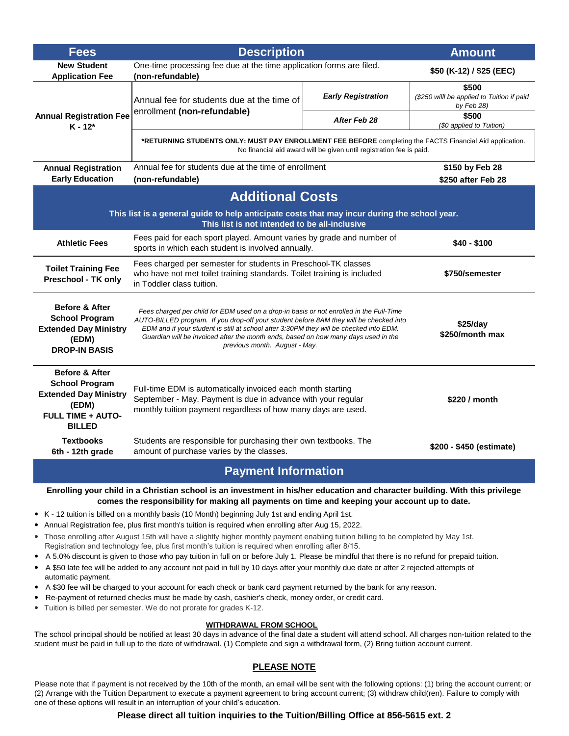| Fees | Description | | Amount |
|---|---|---|---|
| **New Student Application Fee** | One-time processing fee due at the time application forms are filed. **(non-refundable)** | | **$50 (K-12) / $25 (EEC)** |
| **Annual Registration Fee K - 12*** | Annual fee for students due at the time of enrollment **(non-refundable)** | ***Early Registration*** | **$500** *($250 willl be applied to Tuition if paid by Feb 28)* |
| | | ***After Feb 28*** | **$500** *($0 applied to Tuition)* |
| | ***RETURNING STUDENTS ONLY: MUST PAY ENROLLMENT FEE BEFORE** completing the FACTS Financial Aid application. No financial aid award will be given until registration fee is paid. | | |
| **Annual Registration Early Education** | Annual fee for students due at the time of enrollment **(non-refundable)** | | **$150 by Feb 28** **$250 after Feb 28** |

## Additional Costs

**This list is a general guide to help anticipate costs that may incur during the school year. This list is not intended to be all-inclusive**

| | | |
|---|---|---|
| **Athletic Fees** | Fees paid for each sport played. Amount varies by grade and number of sports in which each student is involved annually. | **$40 - $100** |
| **Toilet Training Fee Preschool - TK only** | Fees charged per semester for students in Preschool-TK classes who have not met toilet training standards. Toilet training is included in Toddler class tuition. | **$750/semester** |
| **Before & After School Program Extended Day Ministry (EDM) DROP-IN BASIS** | *Fees charged per child for EDM used on a drop-in basis or not enrolled in the Full-Time AUTO-BILLED program. If you drop-off your student before 8AM they will be checked into EDM and if your student is still at school after 3:30PM they will be checked into EDM. Guardian will be invoiced after the month ends, based on how many days used in the previous month. August - May.* | **$25/day** **$250/month max** |
| **Before & After School Program Extended Day Ministry (EDM) FULL TIME + AUTO-BILLED** | Full-time EDM is automatically invoiced each month starting September - May. Payment is due in advance with your regular monthly tuition payment regardless of how many days are used. | **$220 / month** |
| **Textbooks 6th - 12th grade** | Students are responsible for purchasing their own textbooks. The amount of purchase varies by the classes. | **$200 - $450 (estimate)** |

## Payment Information

**Enrolling your child in a Christian school is an investment in his/her education and character building. With this privilege comes the responsibility for making all payments on time and keeping your account up to date.**

- K - 12 tuition is billed on a monthly basis (10 Month) beginning July 1st and ending April 1st.
- Annual Registration fee, plus first month's tuition is required when enrolling after Aug 15, 2022.
- Those enrolling after August 15th will have a slightly higher monthly payment enabling tuition billing to be completed by May 1st. Registration and technology fee, plus first month's tuition is required when enrolling after 8/15.
- A 5.0% discount is given to those who pay tuition in full on or before July 1. Please be mindful that there is no refund for prepaid tuition.
- A $50 late fee will be added to any account not paid in full by 10 days after your monthly due date or after 2 rejected attempts of automatic payment.
- A $30 fee will be charged to your account for each check or bank card payment returned by the bank for any reason.
- Re-payment of returned checks must be made by cash, cashier's check, money order, or credit card.
- Tuition is billed per semester. We do not prorate for grades K-12.

**WITHDRAWAL FROM SCHOOL**

The school principal should be notified at least 30 days in advance of the final date a student will attend school. All charges non-tuition related to the student must be paid in full up to the date of withdrawal. (1) Complete and sign a withdrawal form, (2) Bring tuition account current.

**PLEASE NOTE**

Please note that if payment is not received by the 10th of the month, an email will be sent with the following options: (1) bring the account current; or (2) Arrange with the Tuition Department to execute a payment agreement to bring account current; (3) withdraw child(ren). Failure to comply with one of these options will result in an interruption of your child's education.

**Please direct all tuition inquiries to the Tuition/Billing Office at 856-5615 ext. 2**